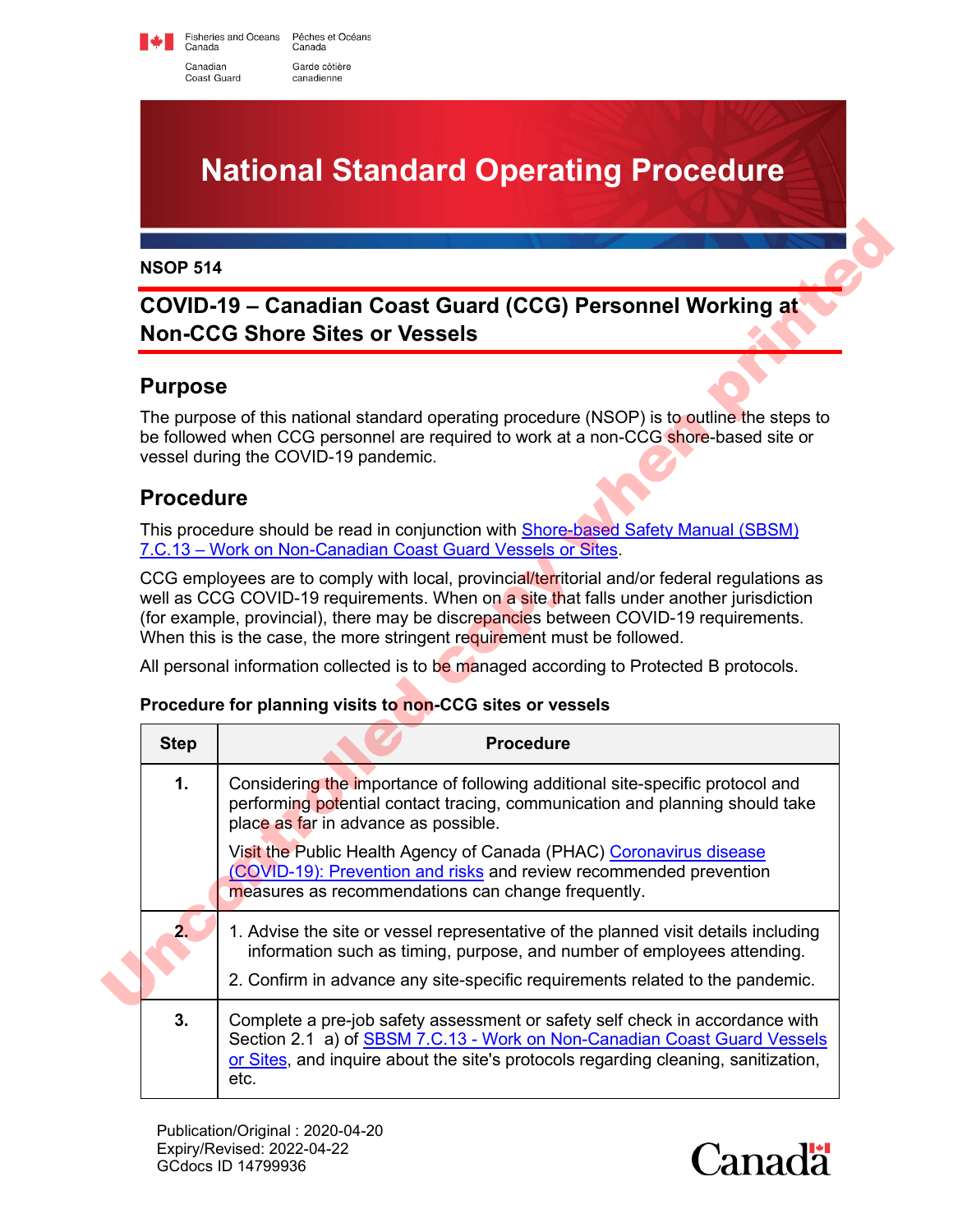Fisheries and Oceans Canada / Pêches et Océans Canada
Canadian Coast Guard / Garde côtière canadienne

# National Standard Operating Procedure

**NSOP 514**

## COVID-19 – Canadian Coast Guard (CCG) Personnel Working at Non-CCG Shore Sites or Vessels

## Purpose

The purpose of this national standard operating procedure (NSOP) is to outline the steps to be followed when CCG personnel are required to work at a non-CCG shore-based site or vessel during the COVID-19 pandemic.

## Procedure

This procedure should be read in conjunction with Shore-based Safety Manual (SBSM) 7.C.13 – Work on Non-Canadian Coast Guard Vessels or Sites.

CCG employees are to comply with local, provincial/territorial and/or federal regulations as well as CCG COVID-19 requirements. When on a site that falls under another jurisdiction (for example, provincial), there may be discrepancies between COVID-19 requirements. When this is the case, the more stringent requirement must be followed.

All personal information collected is to be managed according to Protected B protocols.

**Procedure for planning visits to non-CCG sites or vessels**

| Step | Procedure |
|---|---|
| **1.** | Considering the importance of following additional site-specific protocol and performing potential contact tracing, communication and planning should take place as far in advance as possible.<br><br>Visit the Public Health Agency of Canada (PHAC) Coronavirus disease (COVID-19): Prevention and risks and review recommended prevention measures as recommendations can change frequently. |
| **2.** | 1. Advise the site or vessel representative of the planned visit details including information such as timing, purpose, and number of employees attending.<br><br>2. Confirm in advance any site-specific requirements related to the pandemic. |
| **3.** | Complete a pre-job safety assessment or safety self check in accordance with Section 2.1 a) of SBSM 7.C.13 - Work on Non-Canadian Coast Guard Vessels or Sites, and inquire about the site's protocols regarding cleaning, sanitization, etc. |

Uncontrolled copy when printed

Publication/Original : 2020-04-20
Expiry/Revised: 2022-04-22
GCdocs ID 14799936

Canada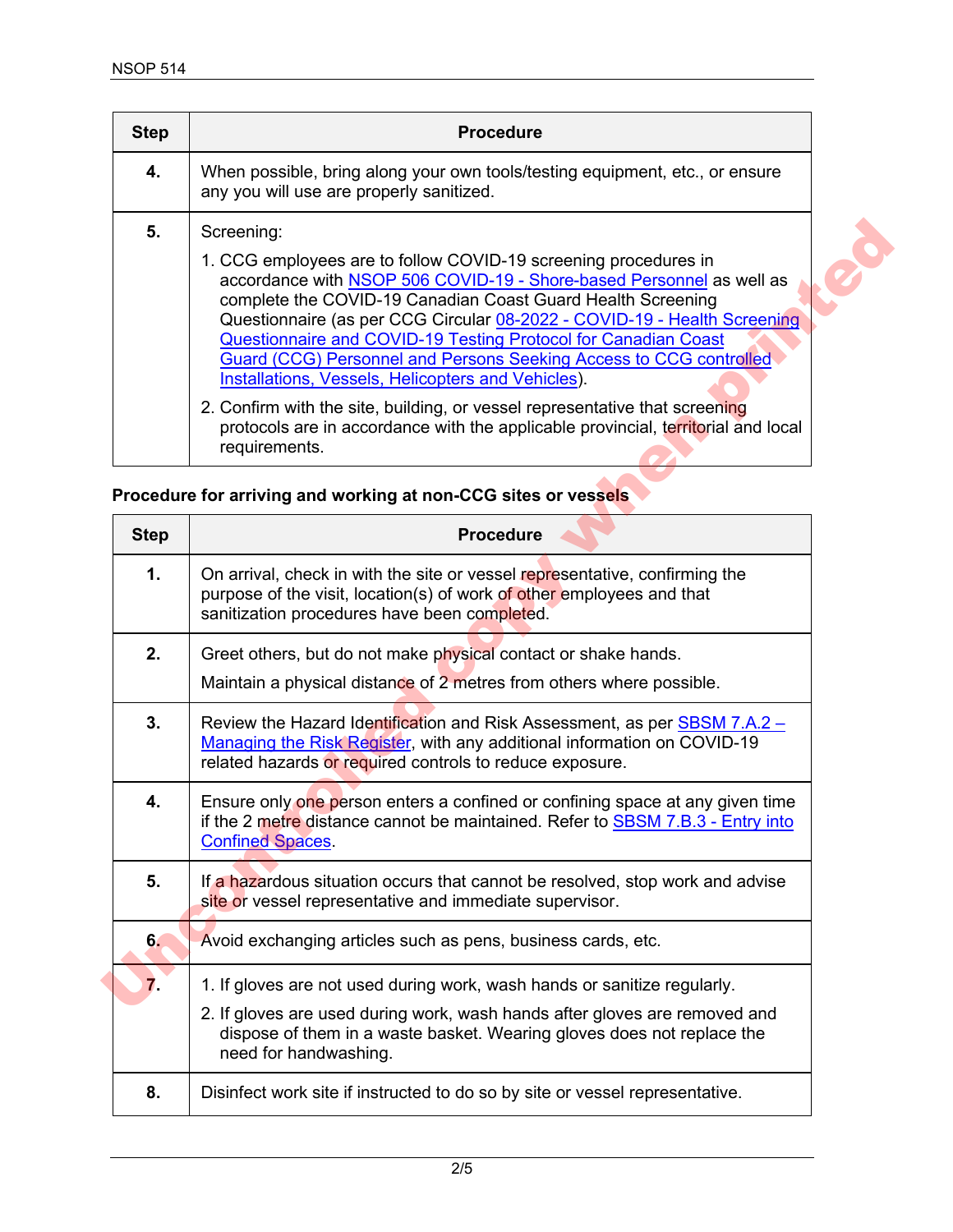| Step | Procedure |
| --- | --- |
| **4.** | When possible, bring along your own tools/testing equipment, etc., or ensure any you will use are properly sanitized. |
| **5.** | Screening:<br>1. CCG employees are to follow COVID-19 screening procedures in accordance with NSOP 506 COVID-19 - Shore-based Personnel as well as complete the COVID-19 Canadian Coast Guard Health Screening Questionnaire (as per CCG Circular 08-2022 - COVID-19 - Health Screening Questionnaire and COVID-19 Testing Protocol for Canadian Coast Guard (CCG) Personnel and Persons Seeking Access to CCG controlled Installations, Vessels, Helicopters and Vehicles).<br>2. Confirm with the site, building, or vessel representative that screening protocols are in accordance with the applicable provincial, territorial and local requirements. |

**Procedure for arriving and working at non-CCG sites or vessels**

| Step | Procedure |
| --- | --- |
| **1.** | On arrival, check in with the site or vessel representative, confirming the purpose of the visit, location(s) of work of other employees and that sanitization procedures have been completed. |
| **2.** | Greet others, but do not make physical contact or shake hands.<br>Maintain a physical distance of 2 metres from others where possible. |
| **3.** | Review the Hazard Identification and Risk Assessment, as per SBSM 7.A.2 – Managing the Risk Register, with any additional information on COVID-19 related hazards or required controls to reduce exposure. |
| **4.** | Ensure only one person enters a confined or confining space at any given time if the 2 metre distance cannot be maintained. Refer to SBSM 7.B.3 - Entry into Confined Spaces. |
| **5.** | If a hazardous situation occurs that cannot be resolved, stop work and advise site or vessel representative and immediate supervisor. |
| **6.** | Avoid exchanging articles such as pens, business cards, etc. |
| **7.** | 1. If gloves are not used during work, wash hands or sanitize regularly.<br>2. If gloves are used during work, wash hands after gloves are removed and dispose of them in a waste basket. Wearing gloves does not replace the need for handwashing. |
| **8.** | Disinfect work site if instructed to do so by site or vessel representative. |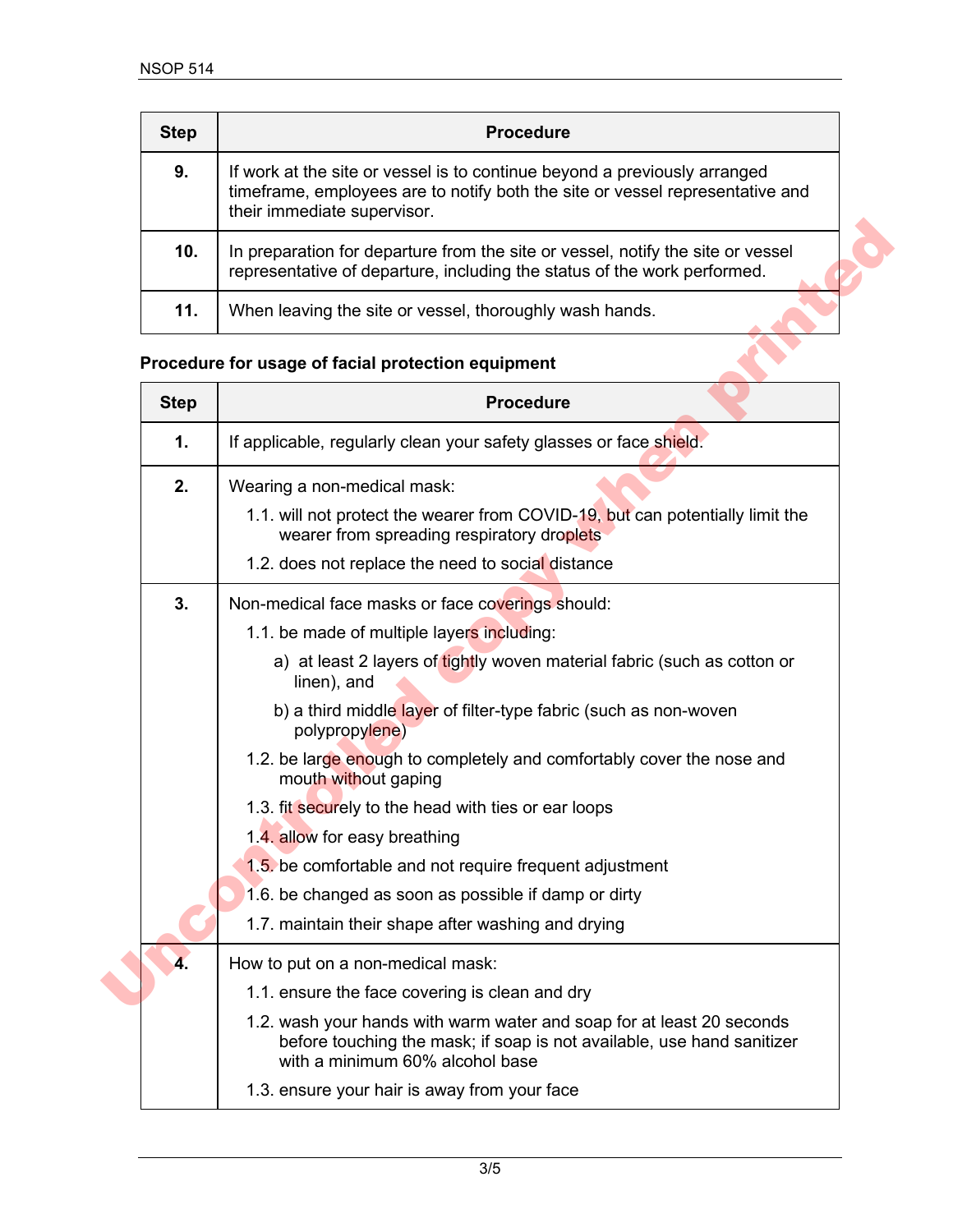| Step | Procedure |
|---|---|
| 9. | If work at the site or vessel is to continue beyond a previously arranged timeframe, employees are to notify both the site or vessel representative and their immediate supervisor. |
| 10. | In preparation for departure from the site or vessel, notify the site or vessel representative of departure, including the status of the work performed. |
| 11. | When leaving the site or vessel, thoroughly wash hands. |

**Procedure for usage of facial protection equipment**

| Step | Procedure |
|---|---|
| 1. | If applicable, regularly clean your safety glasses or face shield. |
| 2. | Wearing a non-medical mask:<br>1.1. will not protect the wearer from COVID-19, but can potentially limit the wearer from spreading respiratory droplets<br>1.2. does not replace the need to social distance |
| 3. | Non-medical face masks or face coverings should:<br>1.1. be made of multiple layers including:<br>a) at least 2 layers of tightly woven material fabric (such as cotton or linen), and<br>b) a third middle layer of filter-type fabric (such as non-woven polypropylene)<br>1.2. be large enough to completely and comfortably cover the nose and mouth without gaping<br>1.3. fit securely to the head with ties or ear loops<br>1.4. allow for easy breathing<br>1.5. be comfortable and not require frequent adjustment<br>1.6. be changed as soon as possible if damp or dirty<br>1.7. maintain their shape after washing and drying |
| 4. | How to put on a non-medical mask:<br>1.1. ensure the face covering is clean and dry<br>1.2. wash your hands with warm water and soap for at least 20 seconds before touching the mask; if soap is not available, use hand sanitizer with a minimum 60% alcohol base<br>1.3. ensure your hair is away from your face |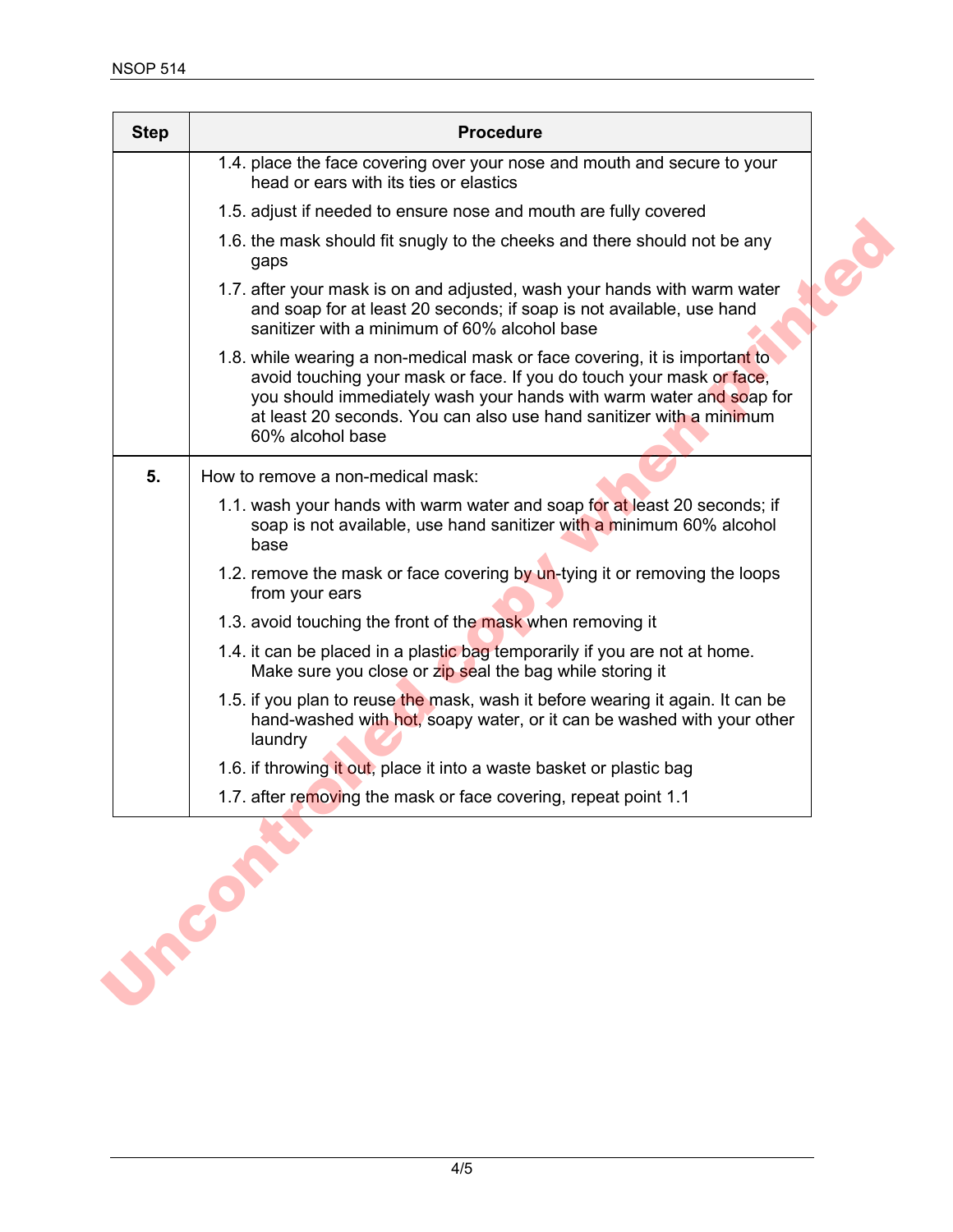| Step | Procedure |
|---|---|
| | 1.4. place the face covering over your nose and mouth and secure to your head or ears with its ties or elastics<br>1.5. adjust if needed to ensure nose and mouth are fully covered<br>1.6. the mask should fit snugly to the cheeks and there should not be any gaps<br>1.7. after your mask is on and adjusted, wash your hands with warm water and soap for at least 20 seconds; if soap is not available, use hand sanitizer with a minimum of 60% alcohol base<br>1.8. while wearing a non-medical mask or face covering, it is important to avoid touching your mask or face. If you do touch your mask or face, you should immediately wash your hands with warm water and soap for at least 20 seconds. You can also use hand sanitizer with a minimum 60% alcohol base |
| **5.** | How to remove a non-medical mask:<br>1.1. wash your hands with warm water and soap for at least 20 seconds; if soap is not available, use hand sanitizer with a minimum 60% alcohol base<br>1.2. remove the mask or face covering by un-tying it or removing the loops from your ears<br>1.3. avoid touching the front of the mask when removing it<br>1.4. it can be placed in a plastic bag temporarily if you are not at home. Make sure you close or zip seal the bag while storing it<br>1.5. if you plan to reuse the mask, wash it before wearing it again. It can be hand-washed with hot, soapy water, or it can be washed with your other laundry<br>1.6. if throwing it out, place it into a waste basket or plastic bag<br>1.7. after removing the mask or face covering, repeat point 1.1 |

Uncontrolled copy when printed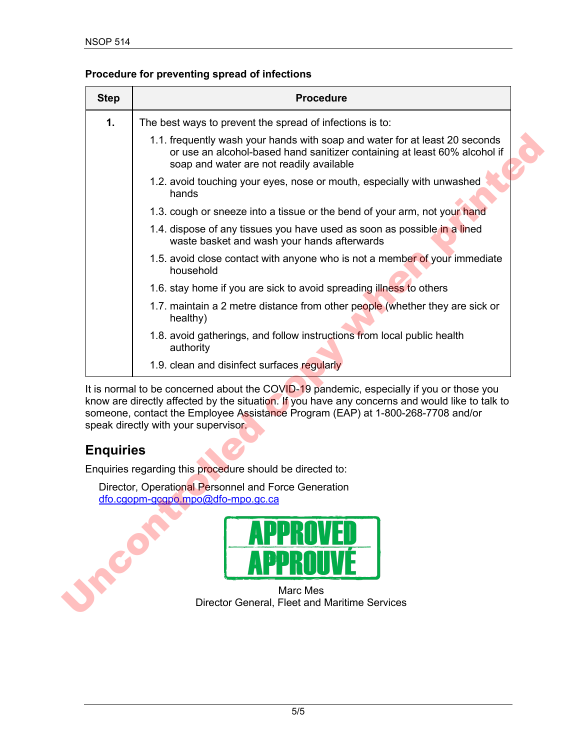**Procedure for preventing spread of infections**

| Step | Procedure |
|---|---|
| **1.** | The best ways to prevent the spread of infections is to:<br>1.1. frequently wash your hands with soap and water for at least 20 seconds or use an alcohol-based hand sanitizer containing at least 60% alcohol if soap and water are not readily available<br>1.2. avoid touching your eyes, nose or mouth, especially with unwashed hands<br>1.3. cough or sneeze into a tissue or the bend of your arm, not your hand<br>1.4. dispose of any tissues you have used as soon as possible in a lined waste basket and wash your hands afterwards<br>1.5. avoid close contact with anyone who is not a member of your immediate household<br>1.6. stay home if you are sick to avoid spreading illness to others<br>1.7. maintain a 2 metre distance from other people (whether they are sick or healthy)<br>1.8. avoid gatherings, and follow instructions from local public health authority<br>1.9. clean and disinfect surfaces regularly |

It is normal to be concerned about the COVID-19 pandemic, especially if you or those you know are directly affected by the situation. If you have any concerns and would like to talk to someone, contact the Employee Assistance Program (EAP) at 1-800-268-7708 and/or speak directly with your supervisor.

## Enquiries

Enquiries regarding this procedure should be directed to:

Director, Operational Personnel and Force Generation
dfo.cgopm-gcgpo.mpo@dfo-mpo.gc.ca

APPROVED
APPROUVÉ

Marc Mes
Director General, Fleet and Maritime Services

Uncontrolled copy when printed